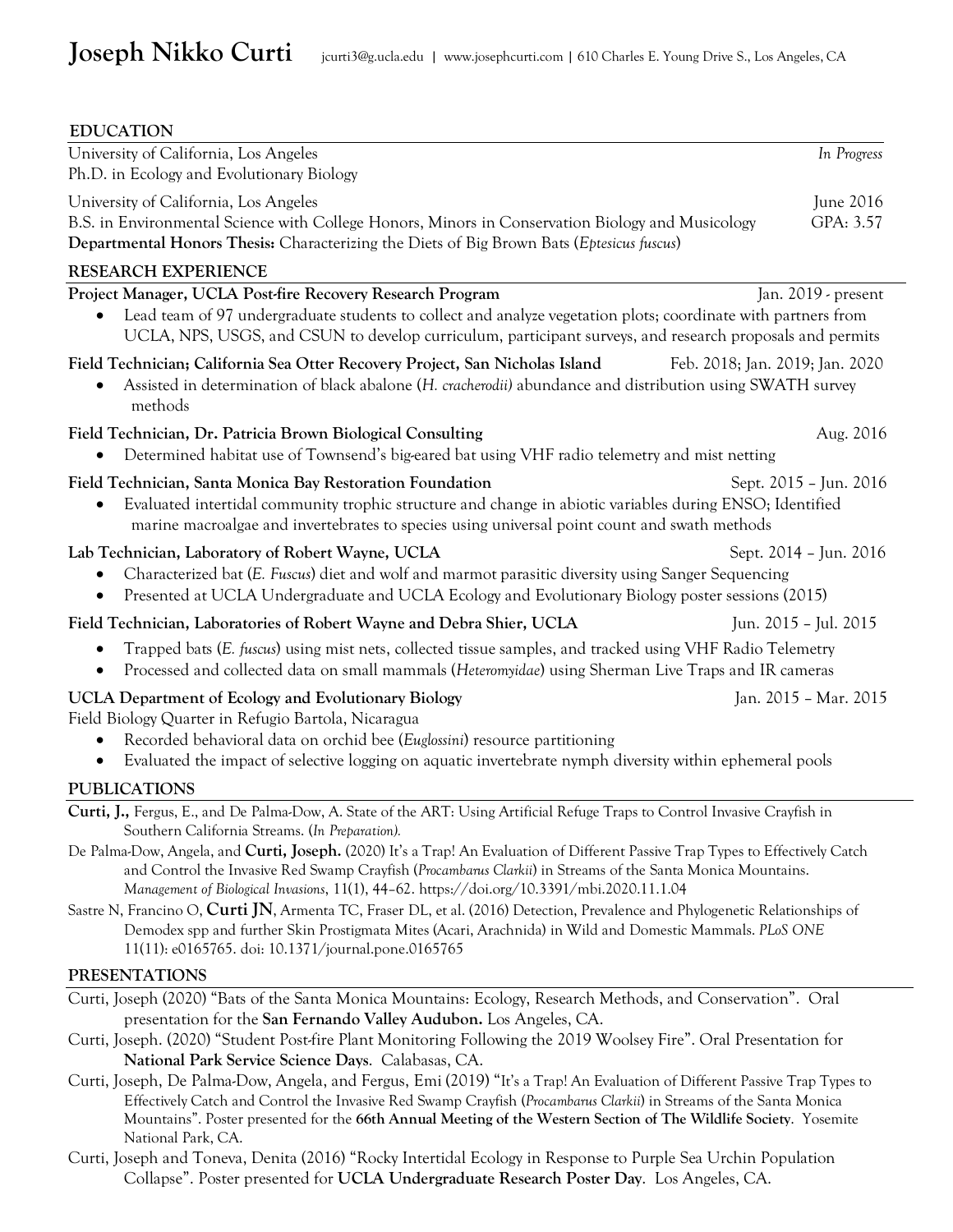# Joseph Nikko Curti

jcurti3@g.ucla.edu | www.josephcurti.com | 610 Charles E. Young Drive S., Los Angeles, CA

## EDUCATION

University of California, Los Angeles — *In Progress*
Ph.D. in Ecology and Evolutionary Biology

University of California, Los Angeles — June 2016
B.S. in Environmental Science with College Honors, Minors in Conservation Biology and Musicology — GPA: 3.57
**Departmental Honors Thesis:** Characterizing the Diets of Big Brown Bats (*Eptesicus fuscus*)

## RESEARCH EXPERIENCE

**Project Manager, UCLA Post-fire Recovery Research Program** — Jan. 2019 - present

- Lead team of 97 undergraduate students to collect and analyze vegetation plots; coordinate with partners from UCLA, NPS, USGS, and CSUN to develop curriculum, participant surveys, and research proposals and permits

**Field Technician; California Sea Otter Recovery Project, San Nicholas Island** — Feb. 2018; Jan. 2019; Jan. 2020

- Assisted in determination of black abalone (*H. cracherodii)* abundance and distribution using SWATH survey methods

**Field Technician, Dr. Patricia Brown Biological Consulting** — Aug. 2016

- Determined habitat use of Townsend's big-eared bat using VHF radio telemetry and mist netting

**Field Technician, Santa Monica Bay Restoration Foundation** — Sept. 2015 – Jun. 2016

- Evaluated intertidal community trophic structure and change in abiotic variables during ENSO; Identified marine macroalgae and invertebrates to species using universal point count and swath methods

**Lab Technician, Laboratory of Robert Wayne, UCLA** — Sept. 2014 – Jun. 2016

- Characterized bat (*E. Fuscus*) diet and wolf and marmot parasitic diversity using Sanger Sequencing
- Presented at UCLA Undergraduate and UCLA Ecology and Evolutionary Biology poster sessions (2015)

**Field Technician, Laboratories of Robert Wayne and Debra Shier, UCLA** — Jun. 2015 – Jul. 2015

- Trapped bats (*E. fuscus*) using mist nets, collected tissue samples, and tracked using VHF Radio Telemetry
- Processed and collected data on small mammals (*Heteromyidae*) using Sherman Live Traps and IR cameras

**UCLA Department of Ecology and Evolutionary Biology** — Jan. 2015 – Mar. 2015
Field Biology Quarter in Refugio Bartola, Nicaragua

- Recorded behavioral data on orchid bee (*Euglossini*) resource partitioning
- Evaluated the impact of selective logging on aquatic invertebrate nymph diversity within ephemeral pools

## PUBLICATIONS

**Curti, J.,** Fergus, E., and De Palma-Dow, A. State of the ART: Using Artificial Refuge Traps to Control Invasive Crayfish in Southern California Streams. (*In Preparation).*

De Palma-Dow, Angela, and **Curti, Joseph.** (2020) It's a Trap! An Evaluation of Different Passive Trap Types to Effectively Catch and Control the Invasive Red Swamp Crayfish (*Procambarus Clarkii*) in Streams of the Santa Monica Mountains. *Management of Biological Invasions*, 11(1), 44–62. https://doi.org/10.3391/mbi.2020.11.1.04

Sastre N, Francino O, **Curti JN**, Armenta TC, Fraser DL, et al. (2016) Detection, Prevalence and Phylogenetic Relationships of Demodex spp and further Skin Prostigmata Mites (Acari, Arachnida) in Wild and Domestic Mammals. *PLoS ONE* 11(11): e0165765. doi: 10.1371/journal.pone.0165765

## PRESENTATIONS

Curti, Joseph (2020) "Bats of the Santa Monica Mountains: Ecology, Research Methods, and Conservation". Oral presentation for the **San Fernando Valley Audubon.** Los Angeles, CA.

Curti, Joseph. (2020) "Student Post-fire Plant Monitoring Following the 2019 Woolsey Fire". Oral Presentation for **National Park Service Science Days**. Calabasas, CA.

Curti, Joseph, De Palma-Dow, Angela, and Fergus, Emi (2019) "It's a Trap! An Evaluation of Different Passive Trap Types to Effectively Catch and Control the Invasive Red Swamp Crayfish (*Procambarus Clarkii*) in Streams of the Santa Monica Mountains". Poster presented for the **66th Annual Meeting of the Western Section of The Wildlife Society**. Yosemite National Park, CA.

Curti, Joseph and Toneva, Denita (2016) "Rocky Intertidal Ecology in Response to Purple Sea Urchin Population Collapse". Poster presented for **UCLA Undergraduate Research Poster Day**. Los Angeles, CA.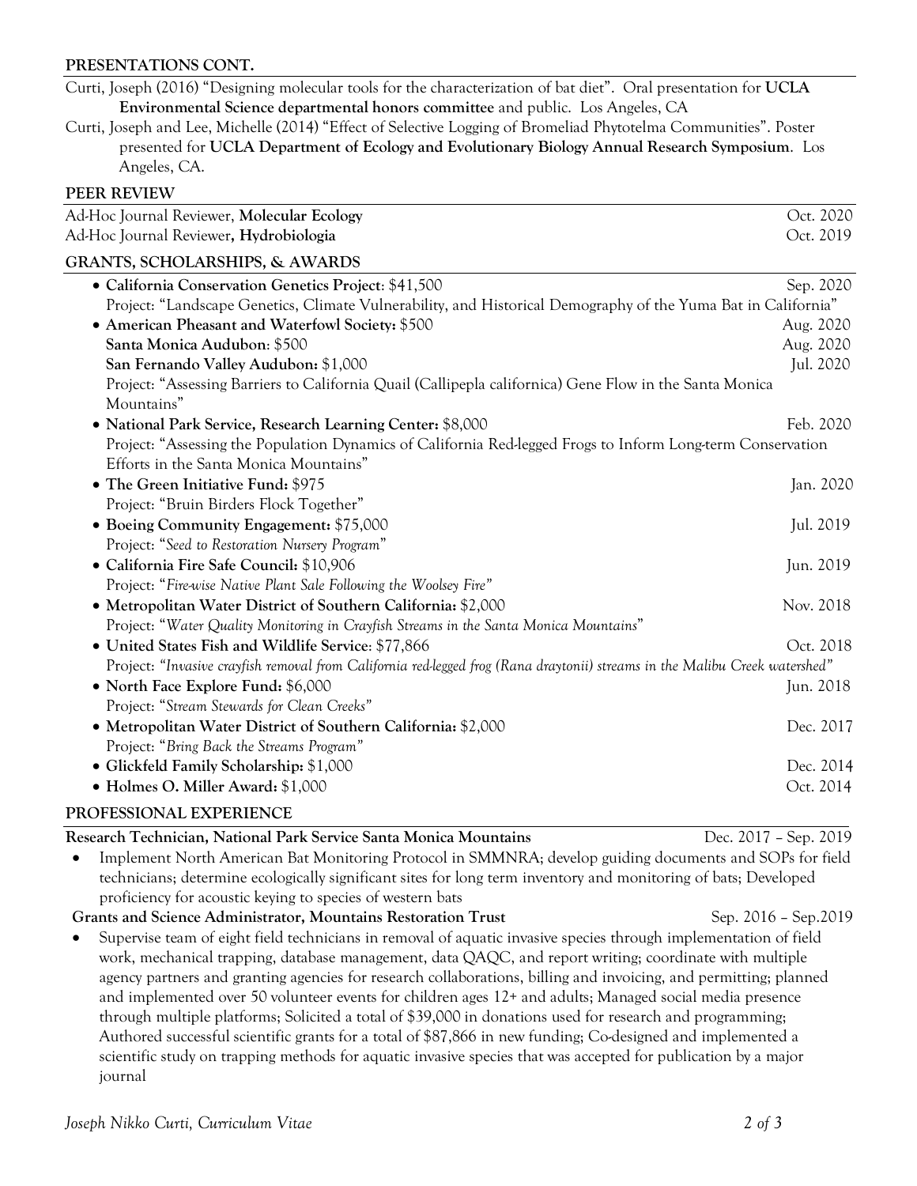## PRESENTATIONS CONT.

Curti, Joseph (2016) "Designing molecular tools for the characterization of bat diet". Oral presentation for **UCLA Environmental Science departmental honors committee** and public. Los Angeles, CA

Curti, Joseph and Lee, Michelle (2014) "Effect of Selective Logging of Bromeliad Phytotelma Communities". Poster presented for **UCLA Department of Ecology and Evolutionary Biology Annual Research Symposium**. Los Angeles, CA.

## PEER REVIEW

Ad-Hoc Journal Reviewer, **Molecular Ecology** — Oct. 2020

Ad-Hoc Journal Reviewer, **Hydrobiologia** — Oct. 2019

## GRANTS, SCHOLARSHIPS, & AWARDS

- **California Conservation Genetics Project**: $41,500 — Sep. 2020
  Project: "Landscape Genetics, Climate Vulnerability, and Historical Demography of the Yuma Bat in California"
- **American Pheasant and Waterfowl Society:** $500 — Aug. 2020
  **Santa Monica Audubon**: $500 — Aug. 2020
  **San Fernando Valley Audubon:** $1,000 — Jul. 2020
  Project: "Assessing Barriers to California Quail (Callipepla californica) Gene Flow in the Santa Monica Mountains"
- **National Park Service, Research Learning Center:** $8,000 — Feb. 2020
  Project: "Assessing the Population Dynamics of California Red-legged Frogs to Inform Long-term Conservation Efforts in the Santa Monica Mountains"
- **The Green Initiative Fund:** $975 — Jan. 2020
  Project: "Bruin Birders Flock Together"
- **Boeing Community Engagement:** $75,000 — Jul. 2019
  Project: "*Seed to Restoration Nursery Program*"
- **California Fire Safe Council:** $10,906 — Jun. 2019
  Project: "*Fire-wise Native Plant Sale Following the Woolsey Fire"*
- **Metropolitan Water District of Southern California:** $2,000 — Nov. 2018
  Project: "*Water Quality Monitoring in Crayfish Streams in the Santa Monica Mountains*"
- **United States Fish and Wildlife Service**: $77,866 — Oct. 2018
  Project: *"Invasive crayfish removal from California red-legged frog (Rana draytonii) streams in the Malibu Creek watershed"*
- **North Face Explore Fund:** $6,000 — Jun. 2018
  Project: "*Stream Stewards for Clean Creeks"*
- **Metropolitan Water District of Southern California:** $2,000 — Dec. 2017
  Project: "*Bring Back the Streams Program"*
- **Glickfeld Family Scholarship:** $1,000 — Dec. 2014
- **Holmes O. Miller Award:** $1,000 — Oct. 2014

## PROFESSIONAL EXPERIENCE

**Research Technician, National Park Service Santa Monica Mountains** — Dec. 2017 – Sep. 2019

- Implement North American Bat Monitoring Protocol in SMMNRA; develop guiding documents and SOPs for field technicians; determine ecologically significant sites for long term inventory and monitoring of bats; Developed proficiency for acoustic keying to species of western bats

**Grants and Science Administrator, Mountains Restoration Trust** — Sep. 2016 – Sep.2019

- Supervise team of eight field technicians in removal of aquatic invasive species through implementation of field work, mechanical trapping, database management, data QAQC, and report writing; coordinate with multiple agency partners and granting agencies for research collaborations, billing and invoicing, and permitting; planned and implemented over 50 volunteer events for children ages 12+ and adults; Managed social media presence through multiple platforms; Solicited a total of $39,000 in donations used for research and programming; Authored successful scientific grants for a total of $87,866 in new funding; Co-designed and implemented a scientific study on trapping methods for aquatic invasive species that was accepted for publication by a major journal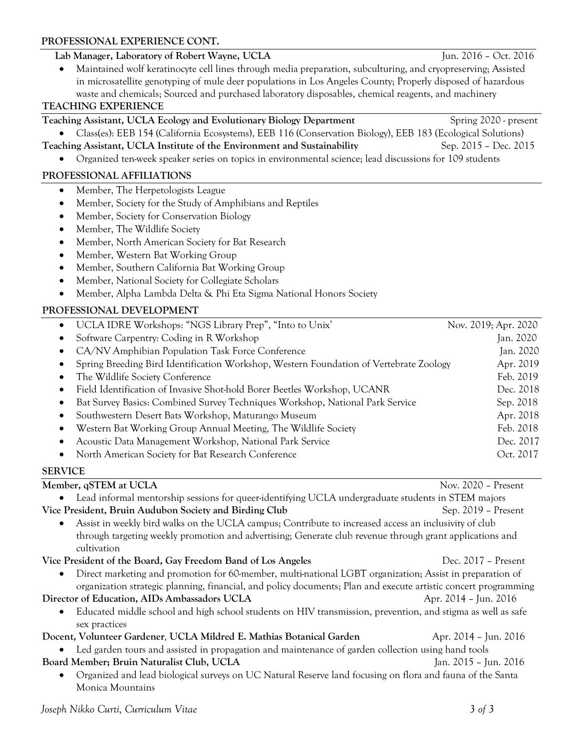## PROFESSIONAL EXPERIENCE CONT.

**Lab Manager, Laboratory of Robert Wayne, UCLA** Jun. 2016 – Oct. 2016

- Maintained wolf keratinocyte cell lines through media preparation, subculturing, and cryopreserving; Assisted in microsatellite genotyping of mule deer populations in Los Angeles County; Properly disposed of hazardous waste and chemicals; Sourced and purchased laboratory disposables, chemical reagents, and machinery

## TEACHING EXPERIENCE

**Teaching Assistant, UCLA Ecology and Evolutionary Biology Department** Spring 2020 - present

- Class(es): EEB 154 (California Ecosystems), EEB 116 (Conservation Biology), EEB 183 (Ecological Solutions)

**Teaching Assistant, UCLA Institute of the Environment and Sustainability** Sep. 2015 – Dec. 2015

- Organized ten-week speaker series on topics in environmental science; lead discussions for 109 students

## PROFESSIONAL AFFILIATIONS

- Member, The Herpetologists League
- Member, Society for the Study of Amphibians and Reptiles
- Member, Society for Conservation Biology
- Member, The Wildlife Society
- Member, North American Society for Bat Research
- Member, Western Bat Working Group
- Member, Southern California Bat Working Group
- Member, National Society for Collegiate Scholars
- Member, Alpha Lambda Delta & Phi Eta Sigma National Honors Society

## PROFESSIONAL DEVELOPMENT

- UCLA IDRE Workshops: "NGS Library Prep", "Into to Unix' Nov. 2019; Apr. 2020
- Software Carpentry: Coding in R Workshop Jan. 2020
- CA/NV Amphibian Population Task Force Conference Jan. 2020
- Spring Breeding Bird Identification Workshop, Western Foundation of Vertebrate Zoology Apr. 2019
- The Wildlife Society Conference Feb. 2019
- Field Identification of Invasive Shot-hold Borer Beetles Workshop, UCANR Dec. 2018
- Bat Survey Basics: Combined Survey Techniques Workshop, National Park Service Sep. 2018
- Southwestern Desert Bats Workshop, Maturango Museum Apr. 2018
- Western Bat Working Group Annual Meeting, The Wildlife Society Feb. 2018
- Acoustic Data Management Workshop, National Park Service Dec. 2017
- North American Society for Bat Research Conference Oct. 2017

## SERVICE

**Member, qSTEM at UCLA** Nov. 2020 – Present

- Lead informal mentorship sessions for queer-identifying UCLA undergraduate students in STEM majors

**Vice President, Bruin Audubon Society and Birding Club** Sep. 2019 – Present

- Assist in weekly bird walks on the UCLA campus; Contribute to increased access an inclusivity of club through targeting weekly promotion and advertising; Generate club revenue through grant applications and cultivation

**Vice President of the Board, Gay Freedom Band of Los Angeles** Dec. 2017 – Present

- Direct marketing and promotion for 60-member, multi-national LGBT organization; Assist in preparation of organization strategic planning, financial, and policy documents; Plan and execute artistic concert programming

**Director of Education, AIDs Ambassadors UCLA** Apr. 2014 – Jun. 2016

- Educated middle school and high school students on HIV transmission, prevention, and stigma as well as safe sex practices

**Docent, Volunteer Gardener**, **UCLA Mildred E. Mathias Botanical Garden** Apr. 2014 – Jun. 2016

- Led garden tours and assisted in propagation and maintenance of garden collection using hand tools

**Board Member; Bruin Naturalist Club, UCLA** Jan. 2015 – Jun. 2016

- Organized and lead biological surveys on UC Natural Reserve land focusing on flora and fauna of the Santa Monica Mountains